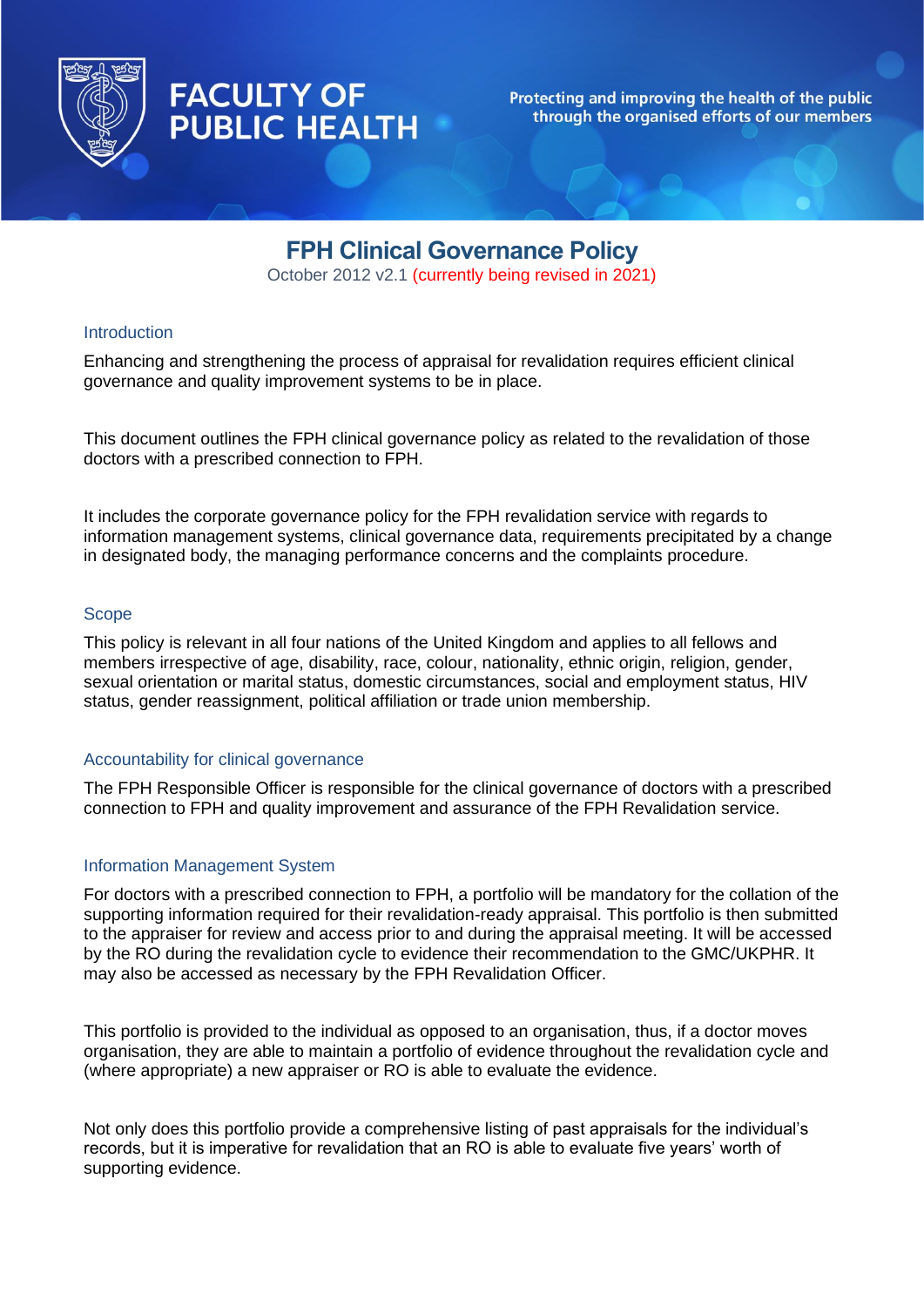FACULTY OF PUBLIC HEALTH

Protecting and improving the health of the public through the organised efforts of our members

# FPH Clinical Governance Policy

October 2012 v2.1 (currently being revised in 2021)

## Introduction

Enhancing and strengthening the process of appraisal for revalidation requires efficient clinical governance and quality improvement systems to be in place.

This document outlines the FPH clinical governance policy as related to the revalidation of those doctors with a prescribed connection to FPH.

It includes the corporate governance policy for the FPH revalidation service with regards to information management systems, clinical governance data, requirements precipitated by a change in designated body, the managing performance concerns and the complaints procedure.

## Scope

This policy is relevant in all four nations of the United Kingdom and applies to all fellows and members irrespective of age, disability, race, colour, nationality, ethnic origin, religion, gender, sexual orientation or marital status, domestic circumstances, social and employment status, HIV status, gender reassignment, political affiliation or trade union membership.

## Accountability for clinical governance

The FPH Responsible Officer is responsible for the clinical governance of doctors with a prescribed connection to FPH and quality improvement and assurance of the FPH Revalidation service.

## Information Management System

For doctors with a prescribed connection to FPH, a portfolio will be mandatory for the collation of the supporting information required for their revalidation-ready appraisal. This portfolio is then submitted to the appraiser for review and access prior to and during the appraisal meeting. It will be accessed by the RO during the revalidation cycle to evidence their recommendation to the GMC/UKPHR. It may also be accessed as necessary by the FPH Revalidation Officer.

This portfolio is provided to the individual as opposed to an organisation, thus, if a doctor moves organisation, they are able to maintain a portfolio of evidence throughout the revalidation cycle and (where appropriate) a new appraiser or RO is able to evaluate the evidence.

Not only does this portfolio provide a comprehensive listing of past appraisals for the individual's records, but it is imperative for revalidation that an RO is able to evaluate five years' worth of supporting evidence.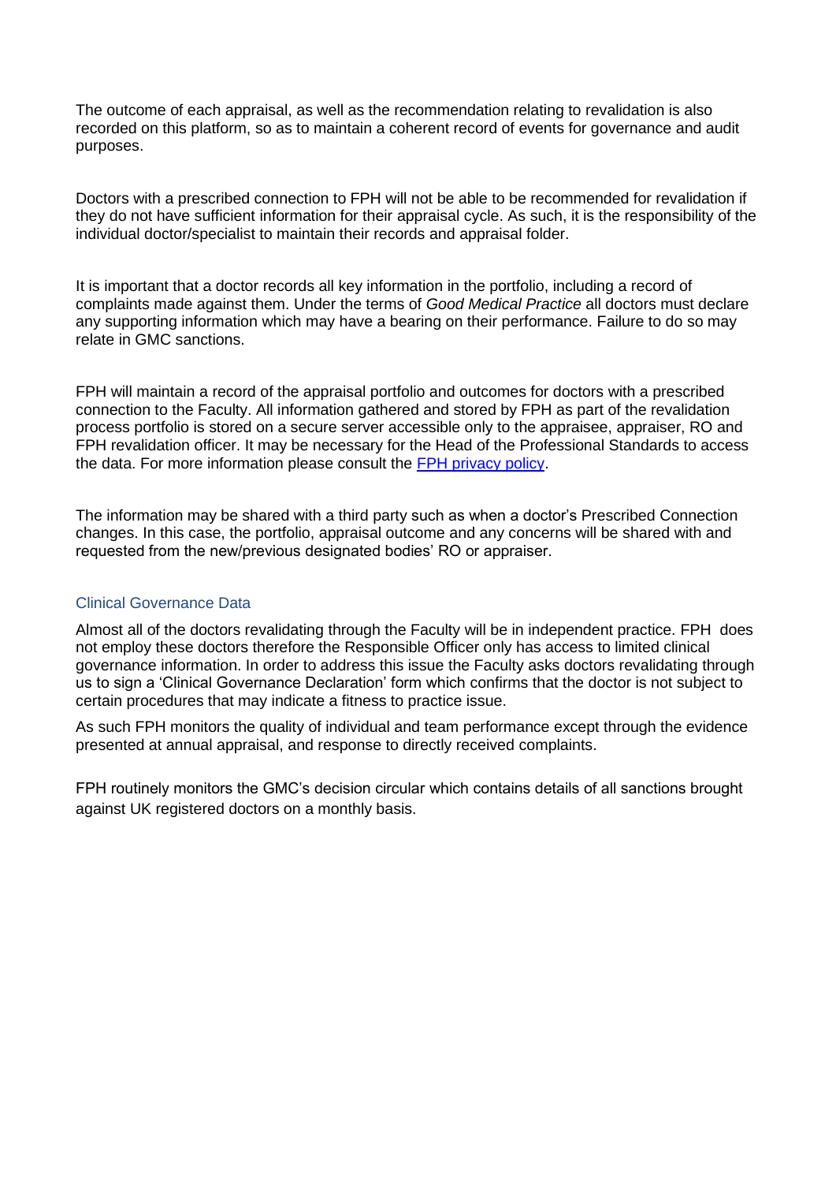The outcome of each appraisal, as well as the recommendation relating to revalidation is also recorded on this platform, so as to maintain a coherent record of events for governance and audit purposes.

Doctors with a prescribed connection to FPH will not be able to be recommended for revalidation if they do not have sufficient information for their appraisal cycle. As such, it is the responsibility of the individual doctor/specialist to maintain their records and appraisal folder.

It is important that a doctor records all key information in the portfolio, including a record of complaints made against them. Under the terms of *Good Medical Practice* all doctors must declare any supporting information which may have a bearing on their performance. Failure to do so may relate in GMC sanctions.

FPH will maintain a record of the appraisal portfolio and outcomes for doctors with a prescribed connection to the Faculty. All information gathered and stored by FPH as part of the revalidation process portfolio is stored on a secure server accessible only to the appraisee, appraiser, RO and FPH revalidation officer. It may be necessary for the Head of the Professional Standards to access the data. For more information please consult the [FPH privacy policy](#).

The information may be shared with a third party such as when a doctor's Prescribed Connection changes. In this case, the portfolio, appraisal outcome and any concerns will be shared with and requested from the new/previous designated bodies' RO or appraiser.

### Clinical Governance Data

Almost all of the doctors revalidating through the Faculty will be in independent practice. FPH does not employ these doctors therefore the Responsible Officer only has access to limited clinical governance information. In order to address this issue the Faculty asks doctors revalidating through us to sign a 'Clinical Governance Declaration' form which confirms that the doctor is not subject to certain procedures that may indicate a fitness to practice issue.

As such FPH monitors the quality of individual and team performance except through the evidence presented at annual appraisal, and response to directly received complaints.

FPH routinely monitors the GMC's decision circular which contains details of all sanctions brought against UK registered doctors on a monthly basis.